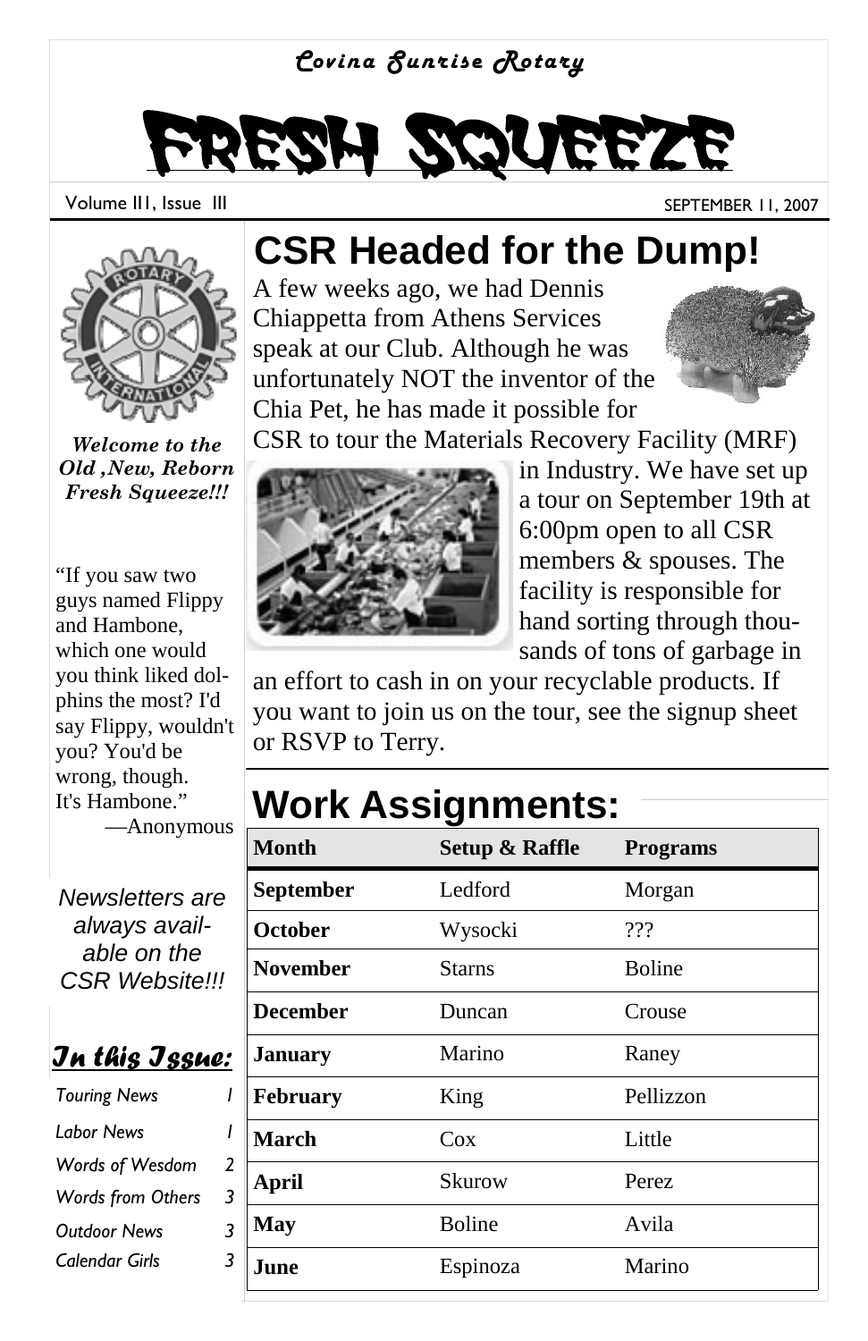*Covina Sunrise Rotary*

# FRESH SQUEEZE

Volume III, Issue III

SEPTEMBER 11, 2007

***Welcome to the Old ,New, Reborn Fresh Squeeze!!!***

"If you saw two guys named Flippy and Hambone, which one would you think liked dolphins the most? I'd say Flippy, wouldn't you? You'd be wrong, though. It's Hambone."
—Anonymous

*Newsletters are always available on the CSR Website!!!*

***In this Issue:***

| | |
|---|---|
| *Touring News* | *1* |
| *Labor News* | *1* |
| *Words of Wesdom* | *2* |
| *Words from Others* | *3* |
| *Outdoor News* | *3* |
| *Calendar Girls* | *3* |

## CSR Headed for the Dump!

A few weeks ago, we had Dennis Chiappetta from Athens Services speak at our Club. Although he was unfortunately NOT the inventor of the Chia Pet, he has made it possible for CSR to tour the Materials Recovery Facility (MRF) in Industry. We have set up a tour on September 19th at 6:00pm open to all CSR members & spouses. The facility is responsible for hand sorting through thousands of tons of garbage in an effort to cash in on your recyclable products. If you want to join us on the tour, see the signup sheet or RSVP to Terry.

## Work Assignments:

| **Month** | **Setup & Raffle** | **Programs** |
|---|---|---|
| **September** | Ledford | Morgan |
| **October** | Wysocki | ??? |
| **November** | Starns | Boline |
| **December** | Duncan | Crouse |
| **January** | Marino | Raney |
| **February** | King | Pellizzon |
| **March** | Cox | Little |
| **April** | Skurow | Perez |
| **May** | Boline | Avila |
| **June** | Espinoza | Marino |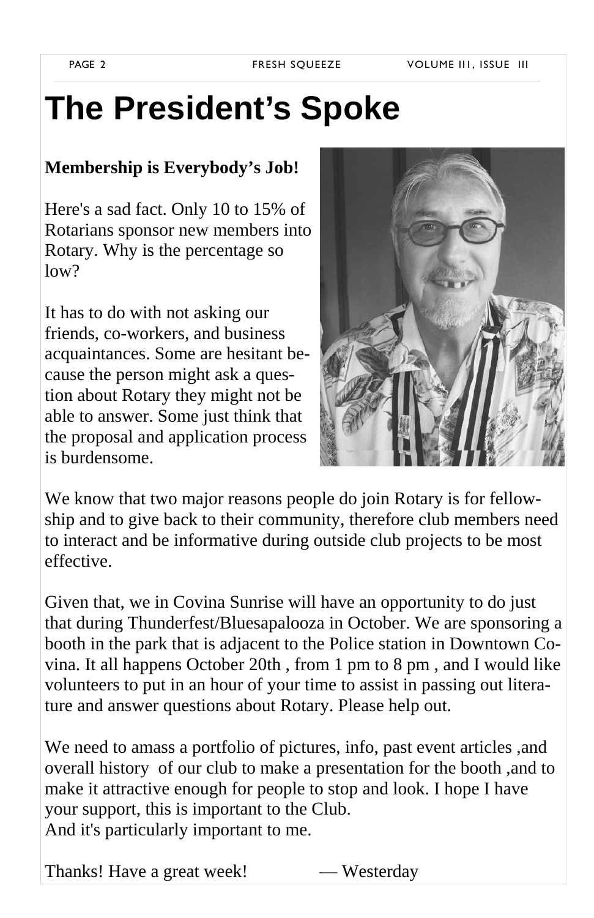# The President's Spoke

**Membership is Everybody's Job!**

Here's a sad fact. Only 10 to 15% of Rotarians sponsor new members into Rotary. Why is the percentage so low?

It has to do with not asking our friends, co-workers, and business acquaintances. Some are hesitant because the person might ask a question about Rotary they might not be able to answer. Some just think that the proposal and application process is burdensome.

We know that two major reasons people do join Rotary is for fellowship and to give back to their community, therefore club members need to interact and be informative during outside club projects to be most effective.

Given that, we in Covina Sunrise will have an opportunity to do just that during Thunderfest/Bluesapalooza in October. We are sponsoring a booth in the park that is adjacent to the Police station in Downtown Covina. It all happens October 20th , from 1 pm to 8 pm , and I would like volunteers to put in an hour of your time to assist in passing out literature and answer questions about Rotary. Please help out.

We need to amass a portfolio of pictures, info, past event articles ,and overall history of our club to make a presentation for the booth ,and to make it attractive enough for people to stop and look. I hope I have your support, this is important to the Club.
And it's particularly important to me.

Thanks! Have a great week! — Westerday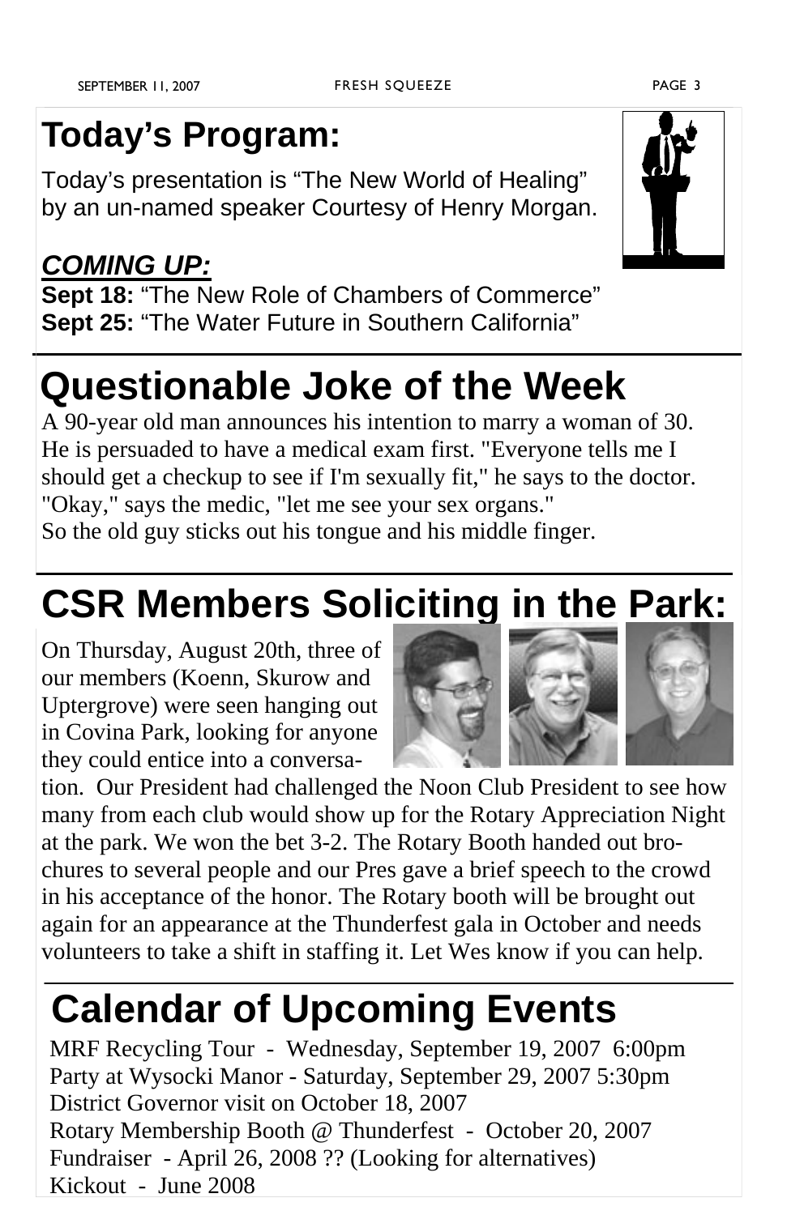# Today's Program:

Today's presentation is "The New World of Healing" by an un-named speaker Courtesy of Henry Morgan.

***COMING UP:***

**Sept 18:** "The New Role of Chambers of Commerce"
**Sept 25:** "The Water Future in Southern California"

# Questionable Joke of the Week

A 90-year old man announces his intention to marry a woman of 30. He is persuaded to have a medical exam first. "Everyone tells me I should get a checkup to see if I'm sexually fit," he says to the doctor. "Okay," says the medic, "let me see your sex organs."
So the old guy sticks out his tongue and his middle finger.

# CSR Members Soliciting in the Park:

On Thursday, August 20th, three of our members (Koenn, Skurow and Uptergrove) were seen hanging out in Covina Park, looking for anyone they could entice into a conversation. Our President had challenged the Noon Club President to see how many from each club would show up for the Rotary Appreciation Night at the park. We won the bet 3-2. The Rotary Booth handed out brochures to several people and our Pres gave a brief speech to the crowd in his acceptance of the honor. The Rotary booth will be brought out again for an appearance at the Thunderfest gala in October and needs volunteers to take a shift in staffing it. Let Wes know if you can help.

# Calendar of Upcoming Events

MRF Recycling Tour - Wednesday, September 19, 2007 6:00pm
Party at Wysocki Manor - Saturday, September 29, 2007 5:30pm
District Governor visit on October 18, 2007
Rotary Membership Booth @ Thunderfest - October 20, 2007
Fundraiser - April 26, 2008 ?? (Looking for alternatives)
Kickout - June 2008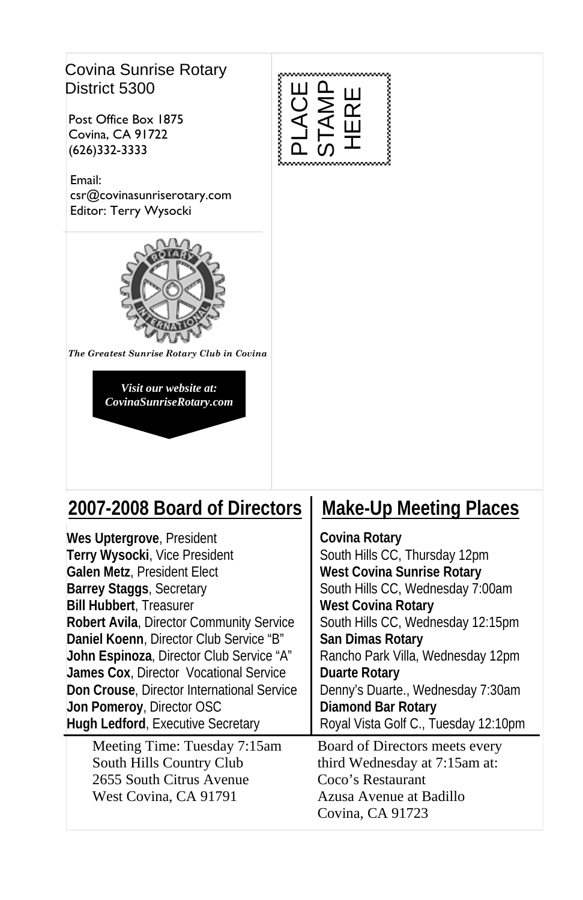Covina Sunrise Rotary
District 5300

Post Office Box 1875
Covina, CA 91722
(626)332-3333

Email:
csr@covinasunriserotary.com
Editor: Terry Wysocki

PLACE STAMP HERE

*The Greatest Sunrise Rotary Club in Covina*

***Visit our website at:***
***CovinaSunriseRotary.com***

## 2007-2008 Board of Directors

**Wes Uptergrove**, President
**Terry Wysocki**, Vice President
**Galen Metz**, President Elect
**Barrey Staggs**, Secretary
**Bill Hubbert**, Treasurer
**Robert Avila**, Director Community Service
**Daniel Koenn**, Director Club Service "B"
**John Espinoza**, Director Club Service "A"
**James Cox**, Director Vocational Service
**Don Crouse**, Director International Service
**Jon Pomeroy**, Director OSC
**Hugh Ledford**, Executive Secretary

## Make-Up Meeting Places

**Covina Rotary**
South Hills CC, Thursday 12pm
**West Covina Sunrise Rotary**
South Hills CC, Wednesday 7:00am
**West Covina Rotary**
South Hills CC, Wednesday 12:15pm
**San Dimas Rotary**
Rancho Park Villa, Wednesday 12pm
**Duarte Rotary**
Denny's Duarte., Wednesday 7:30am
**Diamond Bar Rotary**
Royal Vista Golf C., Tuesday 12:10pm

Meeting Time: Tuesday 7:15am
South Hills Country Club
2655 South Citrus Avenue
West Covina, CA 91791

Board of Directors meets every third Wednesday at 7:15am at:
Coco's Restaurant
Azusa Avenue at Badillo
Covina, CA 91723